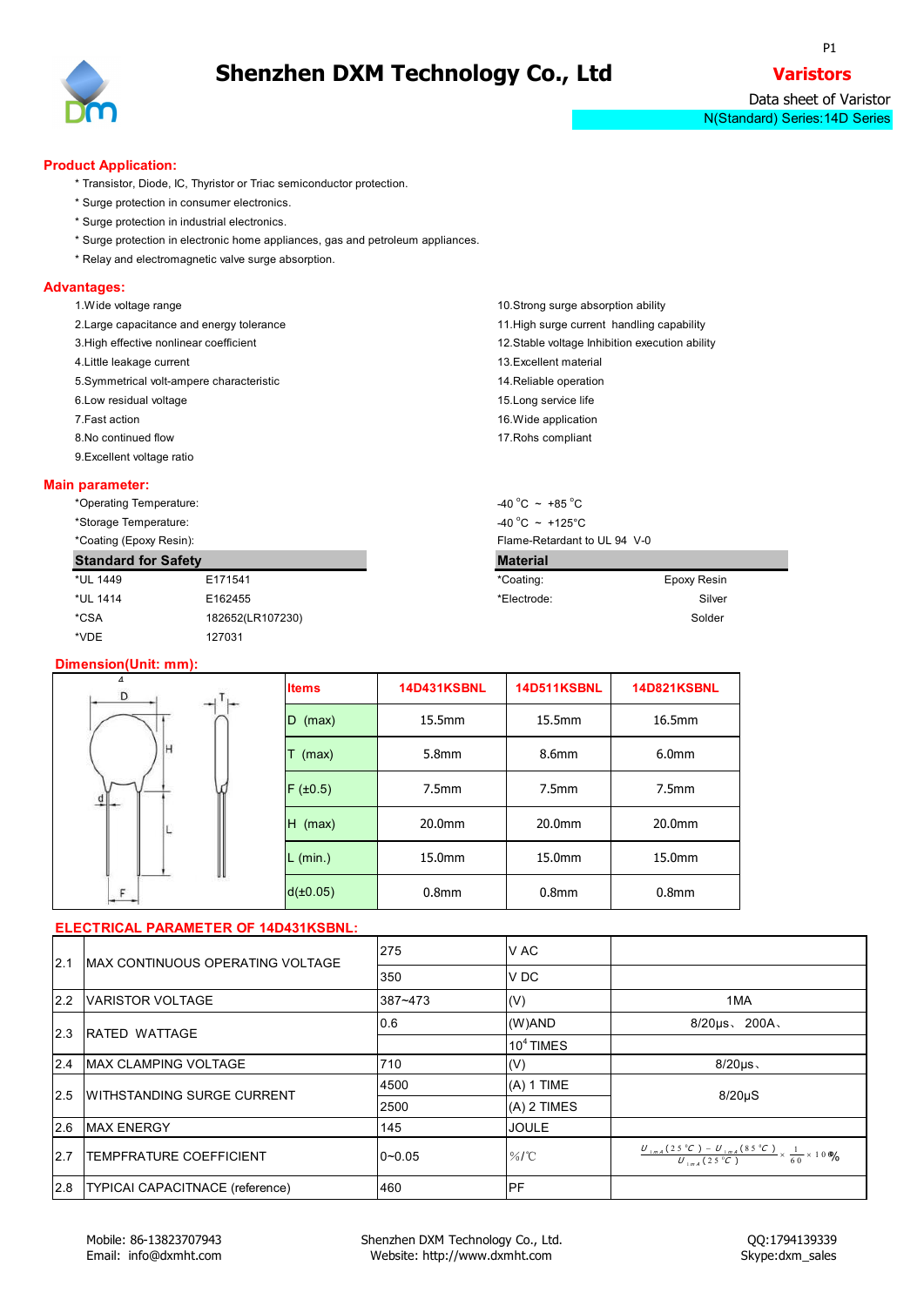# Shenzhen DXM Technology Co., Ltd

**Varistors**

Data sheet of Varistor

N(Standard) Series:14D Series

## Product Application:

* Transistor, Diode, IC, Thyristor or Triac semiconductor protection.
* Surge protection in consumer electronics.
* Surge protection in industrial electronics.
* Surge protection in electronic home appliances, gas and petroleum appliances.
* Relay and electromagnetic valve surge absorption.

## Advantages:

1. Wide voltage range
2. Large capacitance and energy tolerance
3. High effective nonlinear coefficient
4. Little leakage current
5. Symmetrical volt-ampere characteristic
6. Low residual voltage
7. Fast action
8. No continued flow
9. Excellent voltage ratio
10. Strong surge absorption ability
11. High surge current handling capability
12. Stable voltage Inhibition execution ability
13. Excellent material
14. Reliable operation
15. Long service life
16. Wide application
17. Rohs compliant

## Main parameter:

*Operating Temperature: -40 °C ~ +85 °C

*Storage Temperature: -40 °C ~ +125°C

*Coating (Epoxy Resin): Flame-Retardant to UL 94 V-0

| Standard for Safety | |
|---|---|
| *UL 1449 | E171541 |
| *UL 1414 | E162455 |
| *CSA | 182652(LR107230) |
| *VDE | 127031 |

| Material | |
|---|---|
| *Coating: | Epoxy Resin |
| *Electrode: | Silver |
| | Solder |

## Dimension(Unit: mm):

| Items | 14D431KSBNL | 14D511KSBNL | 14D821KSBNL |
|---|---|---|---|
| D (max) | 15.5mm | 15.5mm | 16.5mm |
| T (max) | 5.8mm | 8.6mm | 6.0mm |
| F (±0.5) | 7.5mm | 7.5mm | 7.5mm |
| H (max) | 20.0mm | 20.0mm | 20.0mm |
| L (min.) | 15.0mm | 15.0mm | 15.0mm |
| d(±0.05) | 0.8mm | 0.8mm | 0.8mm |

## ELECTRICAL PARAMETER OF 14D431KSBNL:

| | | | | |
|---|---|---|---|---|
| 2.1 | MAX CONTINUOUS OPERATING VOLTAGE | 275 | V AC | |
| | | 350 | V DC | |
| 2.2 | VARISTOR VOLTAGE | 387~473 | (V) | 1MA |
| 2.3 | RATED WATTAGE | 0.6 | (W)AND | 8/20μs、 200A、 |
| | | | $10^4$ TIMES | |
| 2.4 | MAX CLAMPING VOLTAGE | 710 | (V) | 8/20μs、 |
| 2.5 | WITHSTANDING SURGE CURRENT | 4500 | (A) 1 TIME | 8/20μS |
| | | 2500 | (A) 2 TIMES | |
| 2.6 | MAX ENERGY | 145 | JOULE | |
| 2.7 | TEMPFRATURE COEFFICIENT | 0~0.05 | %/℃ | $\frac{U_{1mA}(25°C) - U_{1mA}(85°C)}{U_{1mA}(25°C)} \times \frac{1}{60} \times 100\%$ |
| 2.8 | TYPICAI CAPACITNACE (reference) | 460 | PF | |

Mobile: 86-13823707943
Email: info@dxmht.com

Shenzhen DXM Technology Co., Ltd.
Website: http://www.dxmht.com

QQ:1794139339
Skype:dxm_sales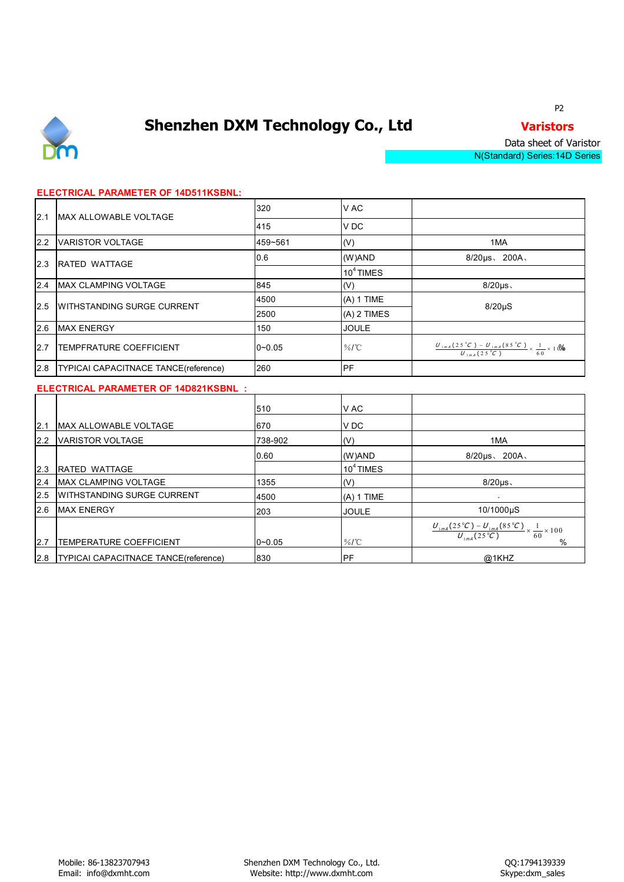# Shenzhen DXM Technology Co., Ltd

**Varistors**

Data sheet of Varistor

N(Standard) Series:14D Series

**ELECTRICAL PARAMETER OF 14D511KSBNL:**

| | | | | |
|---|---|---|---|---|
| 2.1 | MAX ALLOWABLE VOLTAGE | 320 | V AC | |
| | | 415 | V DC | |
| 2.2 | VARISTOR VOLTAGE | 459~561 | (V) | 1MA |
| 2.3 | RATED WATTAGE | 0.6 | (W)AND | 8/20μs、 200A、 |
| | | | $10^4$ TIMES | |
| 2.4 | MAX CLAMPING VOLTAGE | 845 | (V) | 8/20μs、 |
| 2.5 | WITHSTANDING SURGE CURRENT | 4500 | (A) 1 TIME | 8/20μS |
| | | 2500 | (A) 2 TIMES | |
| 2.6 | MAX ENERGY | 150 | JOULE | |
| 2.7 | TEMPFRATURE COEFFICIENT | 0~0.05 | %/℃ | $\frac{U_{1mA}(25^{\circ}C)-U_{1mA}(85^{\circ}C)}{U_{1mA}(25^{\circ}C)}\times\frac{1}{60}\times100\%$ |
| 2.8 | TYPICAI CAPACITNACE TANCE(reference) | 260 | PF | |

**ELECTRICAL PARAMETER OF 14D821KSBNL ：**

| | | | | |
|---|---|---|---|---|
| 2.1 | MAX ALLOWABLE VOLTAGE | 510 | V AC | |
| | | 670 | V DC | |
| 2.2 | VARISTOR VOLTAGE | 738-902 | (V) | 1MA |
| 2.3 | RATED WATTAGE | 0.60 | (W)AND | 8/20μs、 200A、 |
| | | | $10^4$ TIMES | |
| 2.4 | MAX CLAMPING VOLTAGE | 1355 | (V) | 8/20μs、 |
| 2.5 | WITHSTANDING SURGE CURRENT | 4500 | (A) 1 TIME | . |
| 2.6 | MAX ENERGY | 203 | JOULE | 10/1000μS |
| 2.7 | TEMPERATURE COEFFICIENT | 0~0.05 | %/℃ | $\frac{U_{1mA}(25^{\circ}C)-U_{1mA}(85^{\circ}C)}{U_{1mA}(25^{\circ}C)}\times\frac{1}{60}\times100\%$ |
| 2.8 | TYPICAI CAPACITNACE TANCE(reference) | 830 | PF | @1KHZ |

Mobile: 86-13823707943
Email: info@dxmht.com

Shenzhen DXM Technology Co., Ltd.
Website: http://www.dxmht.com

QQ:1794139339
Skype:dxm_sales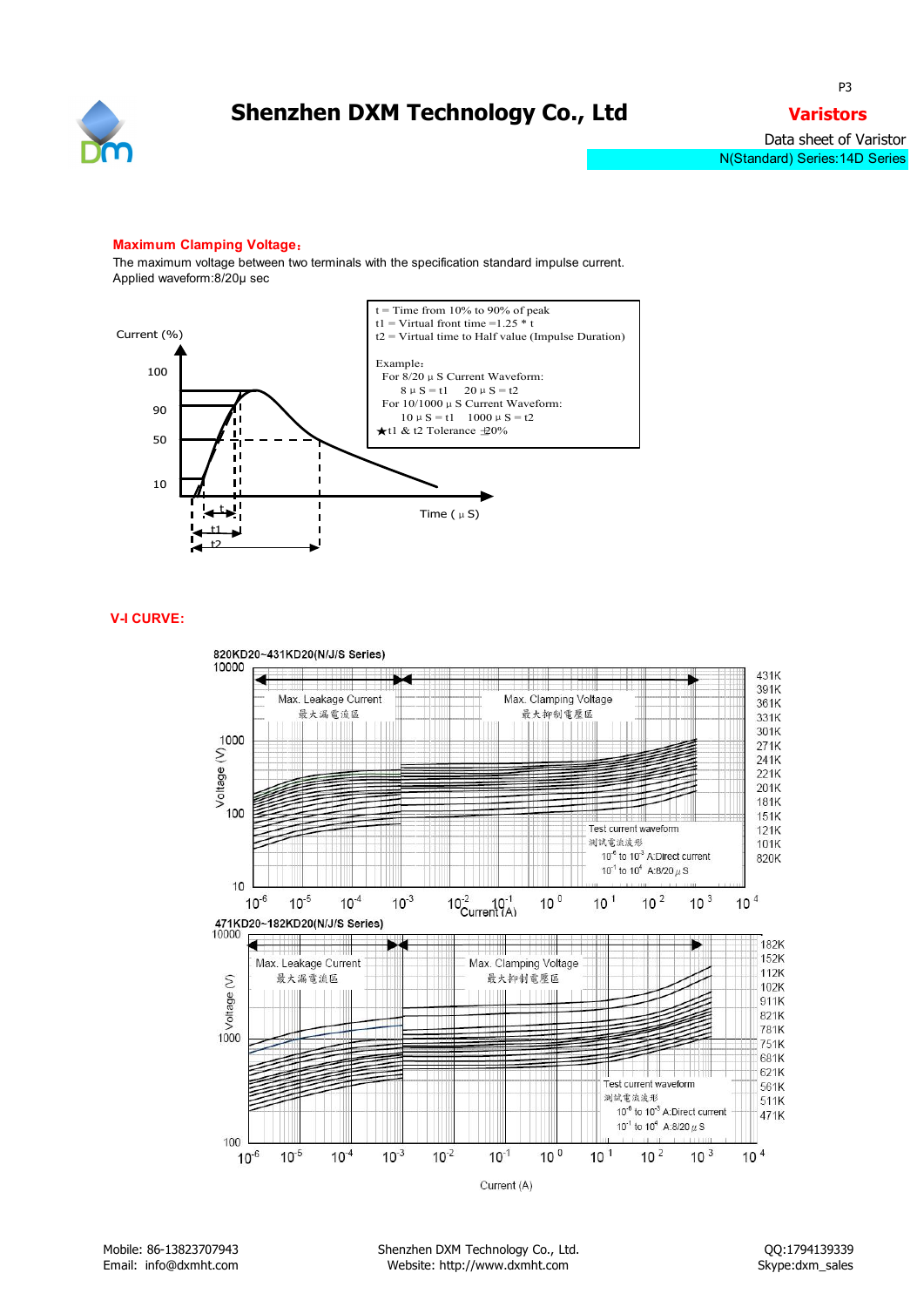**Varistors**

Data sheet of Varistor

N(Standard) Series:14D Series

**Maximum Clamping Voltage:**

The maximum voltage between two terminals with the specification standard impulse current.
Applied waveform:8/20μ sec

t = Time from 10% to 90% of peak
t1 = Virtual front time =1.25 * t
t2 = Virtual time to Half value (Impulse Duration)

Example:
For 8/20 μ S Current Waveform:
8 μ S = t1  20 μ S = t2
For 10/1000 μ S Current Waveform:
10 μ S = t1  1000 μ S = t2
★t1 & t2 Tolerance ±20%

Current (%)

100

90

50

10

Time ( μ S)

t

t1

t2

**V-I CURVE:**

820KD20~431KD20(N/J/S Series)

Max. Leakage Current 最大漏電流區

Max. Clamping Voltage 最大抑制電壓區

Test current waveform 測試電流波形
$10^{-6}$ to $10^{-3}$ A:Direct current
$10^{-1}$ to $10^{4}$ A:8/20μS

Voltage (V)

Current (A)

431K 391K 361K 331K 301K 271K 241K 221K 201K 181K 151K 121K 101K 820K

471KD20~182KD20(N/J/S Series)

Max. Leakage Current 最大漏電流區

Max. Clamping Voltage 最大抑制電壓區

Test current waveform 測試電流波形
$10^{-6}$ to $10^{-3}$ A:Direct current
$10^{-1}$ to $10^{4}$ A:8/20μS

Voltage (V)

Current (A)

182K 152K 112K 102K 911K 821K 781K 751K 681K 621K 561K 511K 471K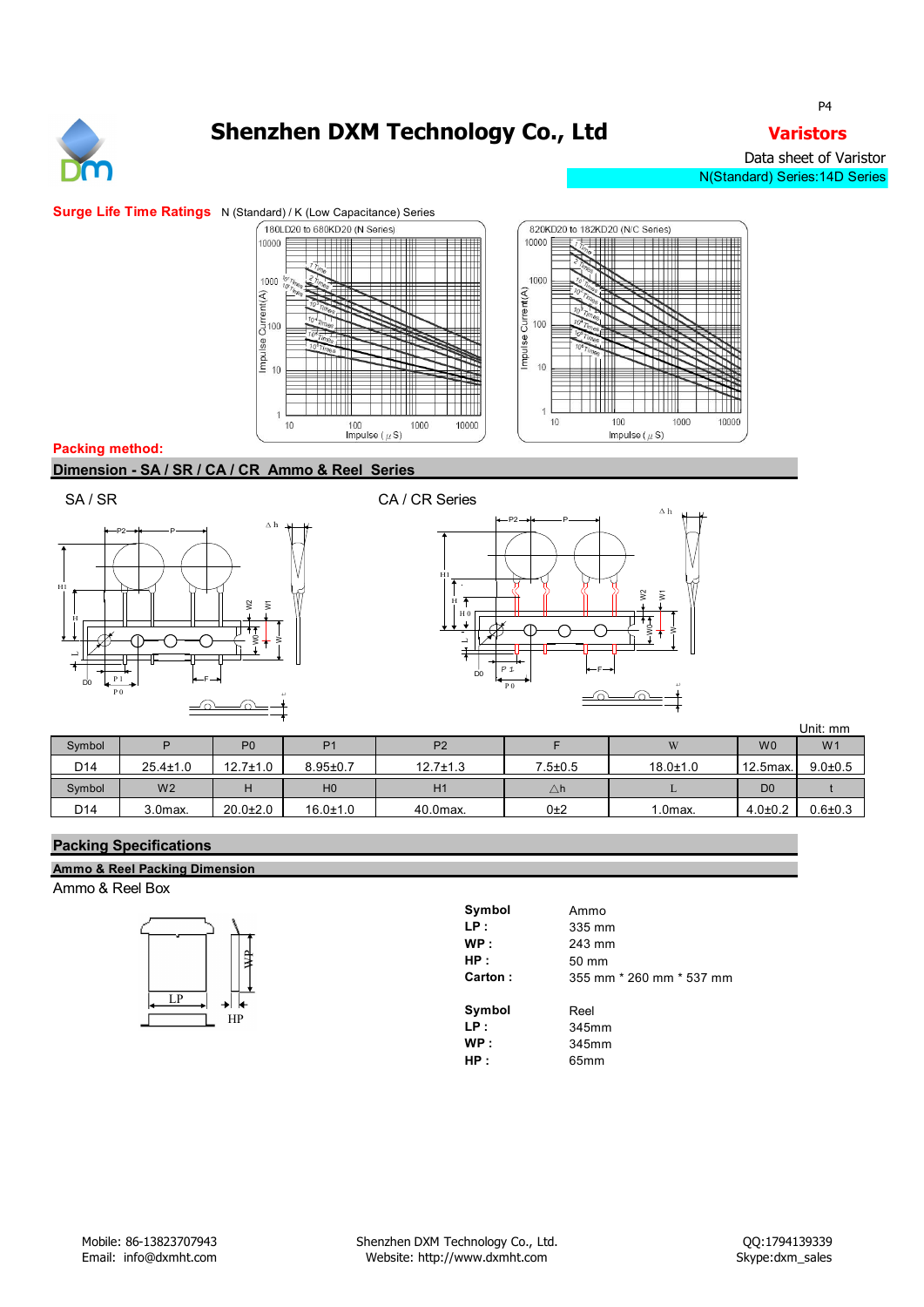# Shenzhen DXM Technology Co., Ltd

**Varistors**

Data sheet of Varistor

N(Standard) Series:14D Series

**Surge Life Time Ratings** N (Standard) / K (Low Capacitance) Series

180LD20 to 680KD20 (N Series)

820KD20 to 182KD20 (N/C Series)

**Packing method:**

## Dimension - SA / SR / CA / CR Ammo & Reel Series

SA / SR

CA / CR Series

Unit: mm

| Symbol | P | P0 | P1 | P2 | F | W | W0 | W1 |
|---|---|---|---|---|---|---|---|---|
| D14 | 25.4±1.0 | 12.7±1.0 | 8.95±0.7 | 12.7±1.3 | 7.5±0.5 | 18.0±1.0 | 12.5max. | 9.0±0.5 |
| Symbol | W2 | H | H0 | H1 | △h | L | D0 | t |
| D14 | 3.0max. | 20.0±2.0 | 16.0±1.0 | 40.0max. | 0±2 | 1.0max. | 4.0±0.2 | 0.6±0.3 |

## Packing Specifications

### Ammo & Reel Packing Dimension

Ammo & Reel Box

| Symbol | Ammo |
|---|---|
| LP : | 335 mm |
| WP : | 243 mm |
| HP : | 50 mm |
| Carton : | 355 mm * 260 mm * 537 mm |

| Symbol | Reel |
|---|---|
| LP : | 345mm |
| WP : | 345mm |
| HP : | 65mm |

Mobile: 86-13823707943
Email: info@dxmht.com

Shenzhen DXM Technology Co., Ltd.
Website: http://www.dxmht.com

QQ:1794139339
Skype:dxm_sales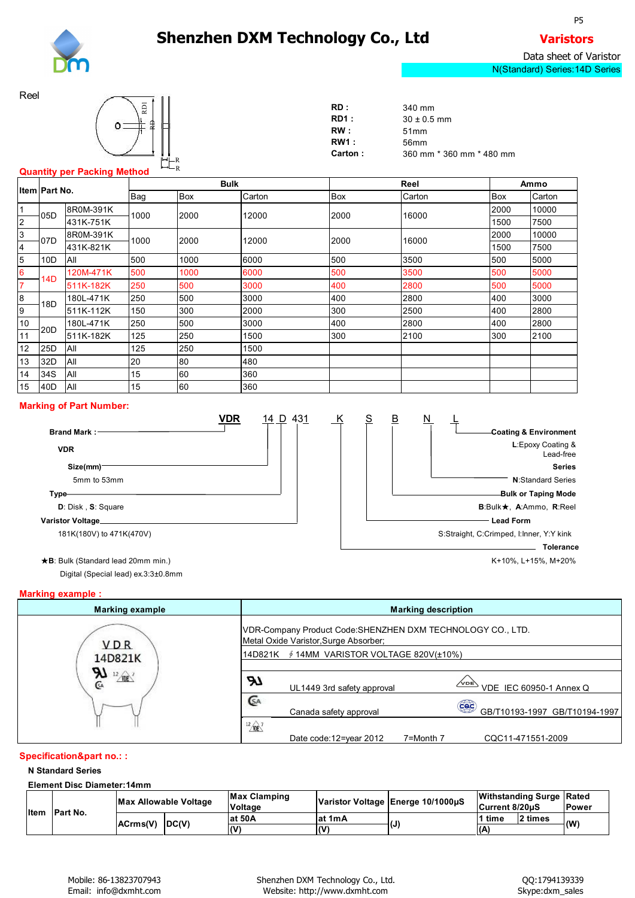# Shenzhen DXM Technology Co., Ltd

**Varistors**

Data sheet of Varistor

N(Standard) Series:14D Series

Reel

RD : 340 mm
RD1 : 30 ± 0.5 mm
RW : 51mm
RW1 : 56mm
Carton : 360 mm * 360 mm * 480 mm

**Quantity per Packing Method**

| Item | Part No. | | Bulk | | | Reel | | Ammo | |
|---|---|---|---|---|---|---|---|---|---|
| | | | Bag | Box | Carton | Box | Carton | Box | Carton |
| 1 | 05D | 8R0M-391K | 1000 | 2000 | 12000 | 2000 | 16000 | 2000 | 10000 |
| 2 | | 431K-751K | | | | | | 1500 | 7500 |
| 3 | 07D | 8R0M-391K | 1000 | 2000 | 12000 | 2000 | 16000 | 2000 | 10000 |
| 4 | | 431K-821K | | | | | | 1500 | 7500 |
| 5 | 10D | All | 500 | 1000 | 6000 | 500 | 3500 | 500 | 5000 |
| 6 | 14D | 120M-471K | 500 | 1000 | 6000 | 500 | 3500 | 500 | 5000 |
| 7 | | 511K-182K | 250 | 500 | 3000 | 400 | 2800 | 500 | 5000 |
| 8 | 18D | 180L-471K | 250 | 500 | 3000 | 400 | 2800 | 400 | 3000 |
| 9 | | 511K-112K | 150 | 300 | 2000 | 300 | 2500 | 400 | 2800 |
| 10 | 20D | 180L-471K | 250 | 500 | 3000 | 400 | 2800 | 400 | 2800 |
| 11 | | 511K-182K | 125 | 250 | 1500 | 300 | 2100 | 300 | 2100 |
| 12 | 25D | All | 125 | 250 | 1500 | | | | |
| 13 | 32D | All | 20 | 80 | 480 | | | | |
| 14 | 34S | All | 15 | 60 | 360 | | | | |
| 15 | 40D | All | 15 | 60 | 360 | | | | |

**Marking of Part Number:**

VDR 14 D 431 K S B N L

- **Brand Mark**: VDR
- **Size(mm)**: 5mm to 53mm
- **Type**: D: Disk , S: Square
- **Varistor Voltage**: 181K(180V) to 471K(470V)
- **Tolerance**: K+10%, L+15%, M+20%
- **Lead Form**: S:Straight, C:Crimped, I:Inner, Y:Y kink
- **Bulk or Taping Mode**: B:Bulk★, A:Ammo, R:Reel
- **Series**: N:Standard Series
- **Coating & Environment**: L:Epoxy Coating & Lead-free

★B: Bulk (Standard lead 20mm min.)
Digital (Special lead) ex.3:3±0.8mm

**Marking example :**

| Marking example | Marking description |
|---|---|
| VDR 14D821K | VDR-Company Product Code:SHENZHEN DXM TECHNOLOGY CO., LTD. Metal Oxide Varistor,Surge Absorber; |
| | 14D821K ∮14MM VARISTOR VOLTAGE 820V(±10%) |
| | UL1449 3rd safety approval — VDE IEC 60950-1 Annex Q |
| | Canada safety approval — GB/T10193-1997 GB/T10194-1997 |
| | Date code:12=year 2012 7=Month 7 — CQC11-471551-2009 |

**Specification&part no.: :**

**N Standard Series**

**Element Disc Diameter:14mm**

| Item | Part No. | Max Allowable Voltage | | Max Clamping Voltage | Varistor Voltage | Energe 10/1000μS | Withstanding Surge Current 8/20μS | | Rated Power |
|---|---|---|---|---|---|---|---|---|---|
| | | ACrms(V) | DC(V) | at 50A (V) | at 1mA (V) | (J) | 1 time (A) | 2 times | (W) |

Mobile: 86-13823707943
Email: info@dxmht.com

Shenzhen DXM Technology Co., Ltd.
Website: http://www.dxmht.com

QQ:1794139339
Skype:dxm_sales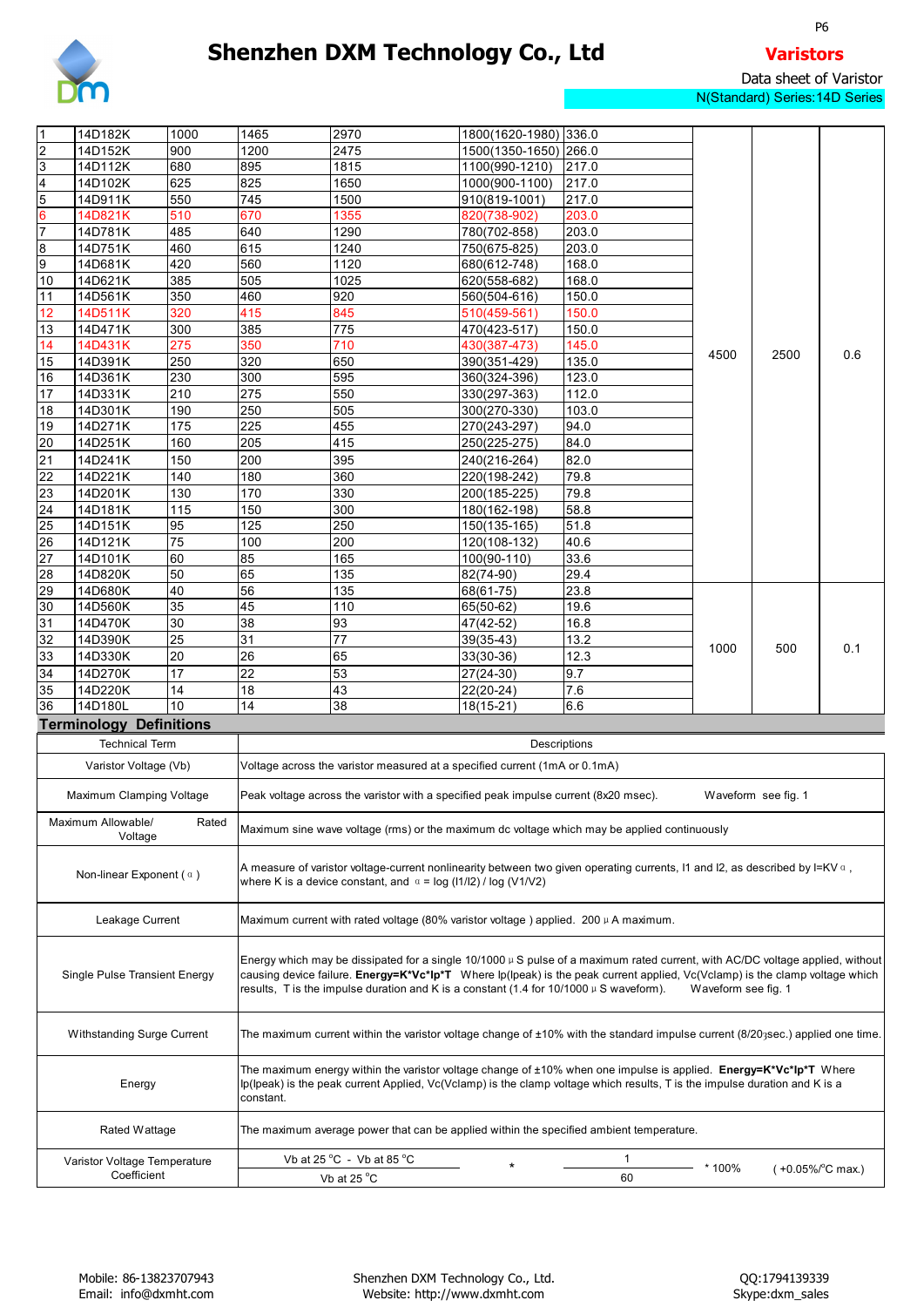# Shenzhen DXM Technology Co., Ltd

**Varistors**

Data sheet of Varistor

N(Standard) Series:14D Series

| | | | | | | | | |
|---|---|---|---|---|---|---|---|---|
| 1 | 14D182K | 1000 | 1465 | 2970 | 1800(1620-1980) | 336.0 | 4500 | 2500 | 0.6 |
| 2 | 14D152K | 900 | 1200 | 2475 | 1500(1350-1650) | 266.0 | | | |
| 3 | 14D112K | 680 | 895 | 1815 | 1100(990-1210) | 217.0 | | | |
| 4 | 14D102K | 625 | 825 | 1650 | 1000(900-1100) | 217.0 | | | |
| 5 | 14D911K | 550 | 745 | 1500 | 910(819-1001) | 217.0 | | | |
| 6 | 14D821K | 510 | 670 | 1355 | 820(738-902) | 203.0 | | | |
| 7 | 14D781K | 485 | 640 | 1290 | 780(702-858) | 203.0 | | | |
| 8 | 14D751K | 460 | 615 | 1240 | 750(675-825) | 203.0 | | | |
| 9 | 14D681K | 420 | 560 | 1120 | 680(612-748) | 168.0 | | | |
| 10 | 14D621K | 385 | 505 | 1025 | 620(558-682) | 168.0 | | | |
| 11 | 14D561K | 350 | 460 | 920 | 560(504-616) | 150.0 | | | |
| 12 | 14D511K | 320 | 415 | 845 | 510(459-561) | 150.0 | | | |
| 13 | 14D471K | 300 | 385 | 775 | 470(423-517) | 150.0 | | | |
| 14 | 14D431K | 275 | 350 | 710 | 430(387-473) | 145.0 | | | |
| 15 | 14D391K | 250 | 320 | 650 | 390(351-429) | 135.0 | | | |
| 16 | 14D361K | 230 | 300 | 595 | 360(324-396) | 123.0 | | | |
| 17 | 14D331K | 210 | 275 | 550 | 330(297-363) | 112.0 | | | |
| 18 | 14D301K | 190 | 250 | 505 | 300(270-330) | 103.0 | | | |
| 19 | 14D271K | 175 | 225 | 455 | 270(243-297) | 94.0 | | | |
| 20 | 14D251K | 160 | 205 | 415 | 250(225-275) | 84.0 | | | |
| 21 | 14D241K | 150 | 200 | 395 | 240(216-264) | 82.0 | | | |
| 22 | 14D221K | 140 | 180 | 360 | 220(198-242) | 79.8 | | | |
| 23 | 14D201K | 130 | 170 | 330 | 200(185-225) | 79.8 | | | |
| 24 | 14D181K | 115 | 150 | 300 | 180(162-198) | 58.8 | | | |
| 25 | 14D151K | 95 | 125 | 250 | 150(135-165) | 51.8 | | | |
| 26 | 14D121K | 75 | 100 | 200 | 120(108-132) | 40.6 | | | |
| 27 | 14D101K | 60 | 85 | 165 | 100(90-110) | 33.6 | | | |
| 28 | 14D820K | 50 | 65 | 135 | 82(74-90) | 29.4 | | | |
| 29 | 14D680K | 40 | 56 | 135 | 68(61-75) | 23.8 | 1000 | 500 | 0.1 |
| 30 | 14D560K | 35 | 45 | 110 | 65(50-62) | 19.6 | | | |
| 31 | 14D470K | 30 | 38 | 93 | 47(42-52) | 16.8 | | | |
| 32 | 14D390K | 25 | 31 | 77 | 39(35-43) | 13.2 | | | |
| 33 | 14D330K | 20 | 26 | 65 | 33(30-36) | 12.3 | | | |
| 34 | 14D270K | 17 | 22 | 53 | 27(24-30) | 9.7 | | | |
| 35 | 14D220K | 14 | 18 | 43 | 22(20-24) | 7.6 | | | |
| 36 | 14D180L | 10 | 14 | 38 | 18(15-21) | 6.6 | | | |

## Terminology Definitions

| Technical Term | Descriptions |
|---|---|
| Varistor Voltage (Vb) | Voltage across the varistor measured at a specified current (1mA or 0.1mA) |
| Maximum Clamping Voltage | Peak voltage across the varistor with a specified peak impulse current (8x20 msec). Waveform see fig. 1 |
| Maximum Allowable/ Rated Voltage | Maximum sine wave voltage (rms) or the maximum dc voltage which may be applied continuously |
| Non-linear Exponent ( α ) | A measure of varistor voltage-current nonlinearity between two given operating currents, I1 and I2, as described by $I=KV^{\alpha}$, where K is a device constant, and $\alpha = \log(I1/I2) / \log(V1/V2)$ |
| Leakage Current | Maximum current with rated voltage (80% varistor voltage ) applied. 200 μA maximum. |
| Single Pulse Transient Energy | Energy which may be dissipated for a single 10/1000 μS pulse of a maximum rated current, with AC/DC voltage applied, without causing device failure. **Energy=K\*Vc\*Ip\*T** Where Ip(Ipeak) is the peak current applied, Vc(Vclamp) is the clamp voltage which results, T is the impulse duration and K is a constant (1.4 for 10/1000 μS waveform). Waveform see fig. 1 |
| Withstanding Surge Current | The maximum current within the varistor voltage change of ±10% with the standard impulse current (8/20μsec.) applied one time. |
| Energy | The maximum energy within the varistor voltage change of ±10% when one impulse is applied. **Energy=K\*Vc\*Ip\*T** Where Ip(Ipeak) is the peak current Applied, Vc(Vclamp) is the clamp voltage which results, T is the impulse duration and K is a constant. |
| Rated Wattage | The maximum average power that can be applied within the specified ambient temperature. |
| Varistor Voltage Temperature Coefficient | $\frac{\text{Vb at 25 °C - Vb at 85 °C}}{\text{Vb at 25 °C}} \times \frac{1}{60} \times 100\%$ ( +0.05%/°C max.) |

Mobile: 86-13823707943
Email: info@dxmht.com

Shenzhen DXM Technology Co., Ltd.
Website: http://www.dxmht.com

QQ:1794139339
Skype:dxm_sales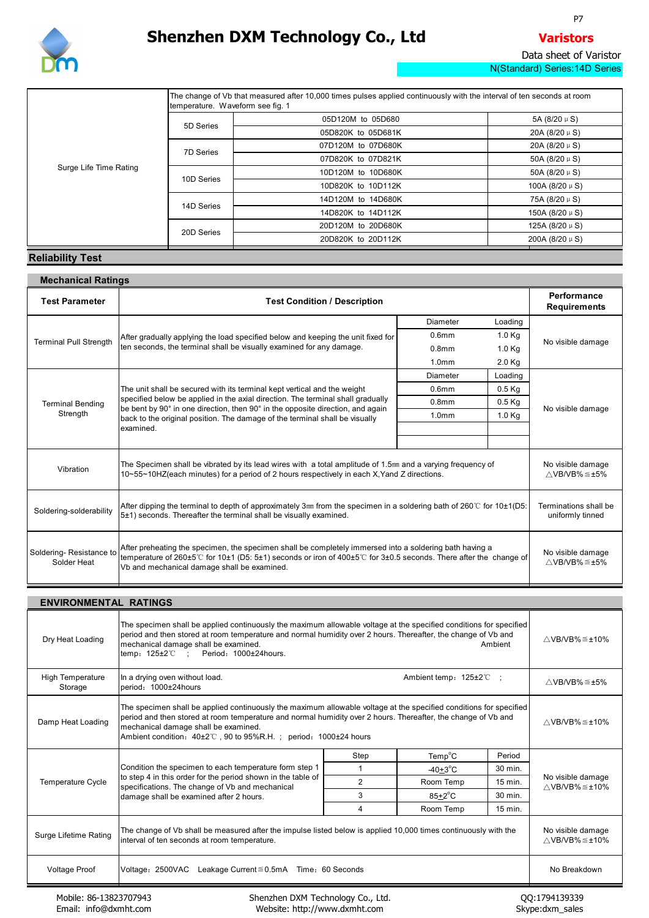| | | | |
|---|---|---|---|
| Surge Life Time Rating | The change of Vb that measured after 10,000 times pulses applied continuously with the interval of ten seconds at room temperature. Waveform see fig. 1 | | |
| | 5D Series | 05D120M to 05D680 | 5A (8/20 μ S) |
| | | 05D820K to 05D681K | 20A (8/20 μ S) |
| | 7D Series | 07D120M to 07D680K | 20A (8/20 μ S) |
| | | 07D820K to 07D821K | 50A (8/20 μ S) |
| | 10D Series | 10D120M to 10D680K | 50A (8/20 μ S) |
| | | 10D820K to 10D112K | 100A (8/20 μ S) |
| | 14D Series | 14D120M to 14D680K | 75A (8/20 μ S) |
| | | 14D820K to 14D112K | 150A (8/20 μ S) |
| | 20D Series | 20D120M to 20D680K | 125A (8/20 μ S) |
| | | 20D820K to 20D112K | 200A (8/20 μ S) |

## Reliability Test

### Mechanical Ratings

| Test Parameter | Test Condition / Description | | | Performance Requirements |
|---|---|---|---|---|
| Terminal Pull Strength | After gradually applying the load specified below and keeping the unit fixed for ten seconds, the terminal shall be visually examined for any damage. | Diameter | Loading | No visible damage |
| | | 0.6mm | 1.0 Kg | |
| | | 0.8mm | 1.0 Kg | |
| | | 1.0mm | 2.0 Kg | |
| Terminal Bending Strength | The unit shall be secured with its terminal kept vertical and the weight specified below be applied in the axial direction. The terminal shall gradually be bent by 90° in one direction, then 90° in the opposite direction, and again back to the original position. The damage of the terminal shall be visually examined. | Diameter | Loading | No visible damage |
| | | 0.6mm | 0.5 Kg | |
| | | 0.8mm | 0.5 Kg | |
| | | 1.0mm | 1.0 Kg | |
| Vibration | The Specimen shall be vibrated by its lead wires with a total amplitude of 1.5㎜ and a varying frequency of 10~55~10HZ(each minutes) for a period of 2 hours respectively in each X,Yand Z directions. | | | No visible damage △VB/VB%≦±5% |
| Soldering-solderability | After dipping the terminal to depth of approximately 3㎜ from the specimen in a soldering bath of 260℃ for 10±1(D5: 5±1) seconds. Thereafter the terminal shall be visually examined. | | | Terminations shall be uniformly tinned |
| Soldering- Resistance to Solder Heat | After preheating the specimen, the specimen shall be completely immersed into a soldering bath having a temperature of 260±5℃ for 10±1 (D5: 5±1) seconds or iron of 400±5℃ for 3±0.5 seconds. There after the change of Vb and mechanical damage shall be examined. | | | No visible damage △VB/VB%≦±5% |

### ENVIRONMENTAL RATINGS

| | | | | |
|---|---|---|---|---|
| Dry Heat Loading | The specimen shall be applied continuously the maximum allowable voltage at the specified conditions for specified period and then stored at room temperature and normal humidity over 2 hours. Thereafter, the change of Vb and mechanical damage shall be examined. Ambient temp：125±2℃ ; Period：1000±24hours. | | | △VB/VB%≦±10% |
| High Temperature Storage | In a drying oven without load. Ambient temp：125±2℃ ; period：1000±24hours | | | △VB/VB%≦±5% |
| Damp Heat Loading | The specimen shall be applied continuously the maximum allowable voltage at the specified conditions for specified period and then stored at room temperature and normal humidity over 2 hours. Thereafter, the change of Vb and mechanical damage shall be examined. Ambient condition：40±2℃ , 90 to 95%R.H. ; period：1000±24 hours | | | △VB/VB%≦±10% |
| Temperature Cycle | Condition the specimen to each temperature form step 1 to step 4 in this order for the period shown in the table of specifications. The change of Vb and mechanical damage shall be examined after 2 hours. | Step | Temp℃ | Period | No visible damage △VB/VB%≦±10% |
| | | 1 | -40±3℃ | 30 min. | |
| | | 2 | Room Temp | 15 min. | |
| | | 3 | 85±2℃ | 30 min. | |
| | | 4 | Room Temp | 15 min. | |
| Surge Lifetime Rating | The change of Vb shall be measured after the impulse listed below is applied 10,000 times continuously with the interval of ten seconds at room temperature. | | | No visible damage △VB/VB%≦±10% |
| Voltage Proof | Voltage：2500VAC Leakage Current≦0.5mA Time：60 Seconds | | | No Breakdown |